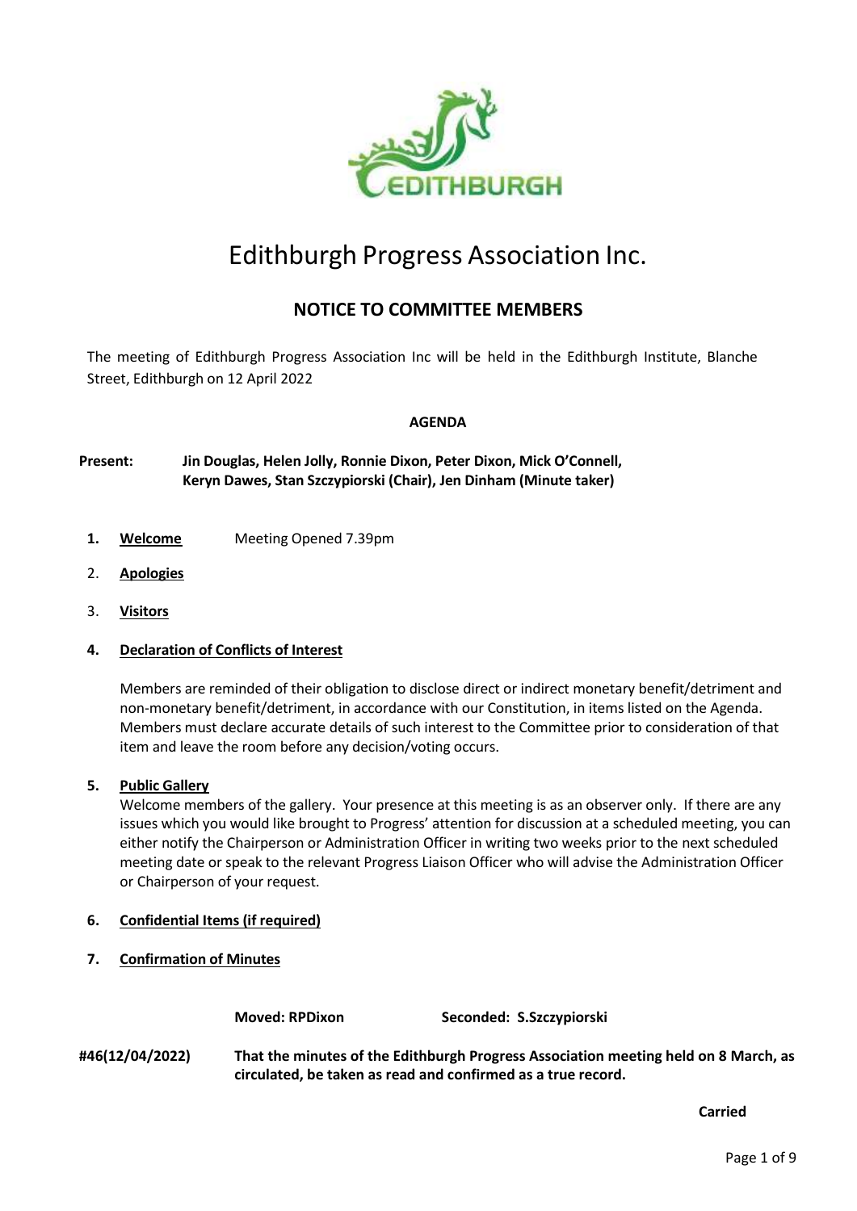# Edithburgh Progress Association Inc.

## NOTICE TO COMMITTEE MEMBERS

The meeting of Edithburgh Progress Association Inc will be held in the Edithburgh Institute, Blanche Street, Edithburgh on 12 April 2022

**AGENDA**

**Present:** **Jin Douglas, Helen Jolly, Ronnie Dixon, Peter Dixon, Mick O'Connell, Keryn Dawes, Stan Szczypiorski (Chair), Jen Dinham (Minute taker)**

1. **Welcome** Meeting Opened 7.39pm

2. **Apologies**

3. **Visitors**

4. **Declaration of Conflicts of Interest**

   Members are reminded of their obligation to disclose direct or indirect monetary benefit/detriment and non-monetary benefit/detriment, in accordance with our Constitution, in items listed on the Agenda. Members must declare accurate details of such interest to the Committee prior to consideration of that item and leave the room before any decision/voting occurs.

5. **Public Gallery**

   Welcome members of the gallery. Your presence at this meeting is as an observer only. If there are any issues which you would like brought to Progress' attention for discussion at a scheduled meeting, you can either notify the Chairperson or Administration Officer in writing two weeks prior to the next scheduled meeting date or speak to the relevant Progress Liaison Officer who will advise the Administration Officer or Chairperson of your request.

6. **Confidential Items (if required)**

7. **Confirmation of Minutes**

**Moved: RPDixon** **Seconded: S.Szczypiorski**

**#46(12/04/2022)** **That the minutes of the Edithburgh Progress Association meeting held on 8 March, as circulated, be taken as read and confirmed as a true record.**

**Carried**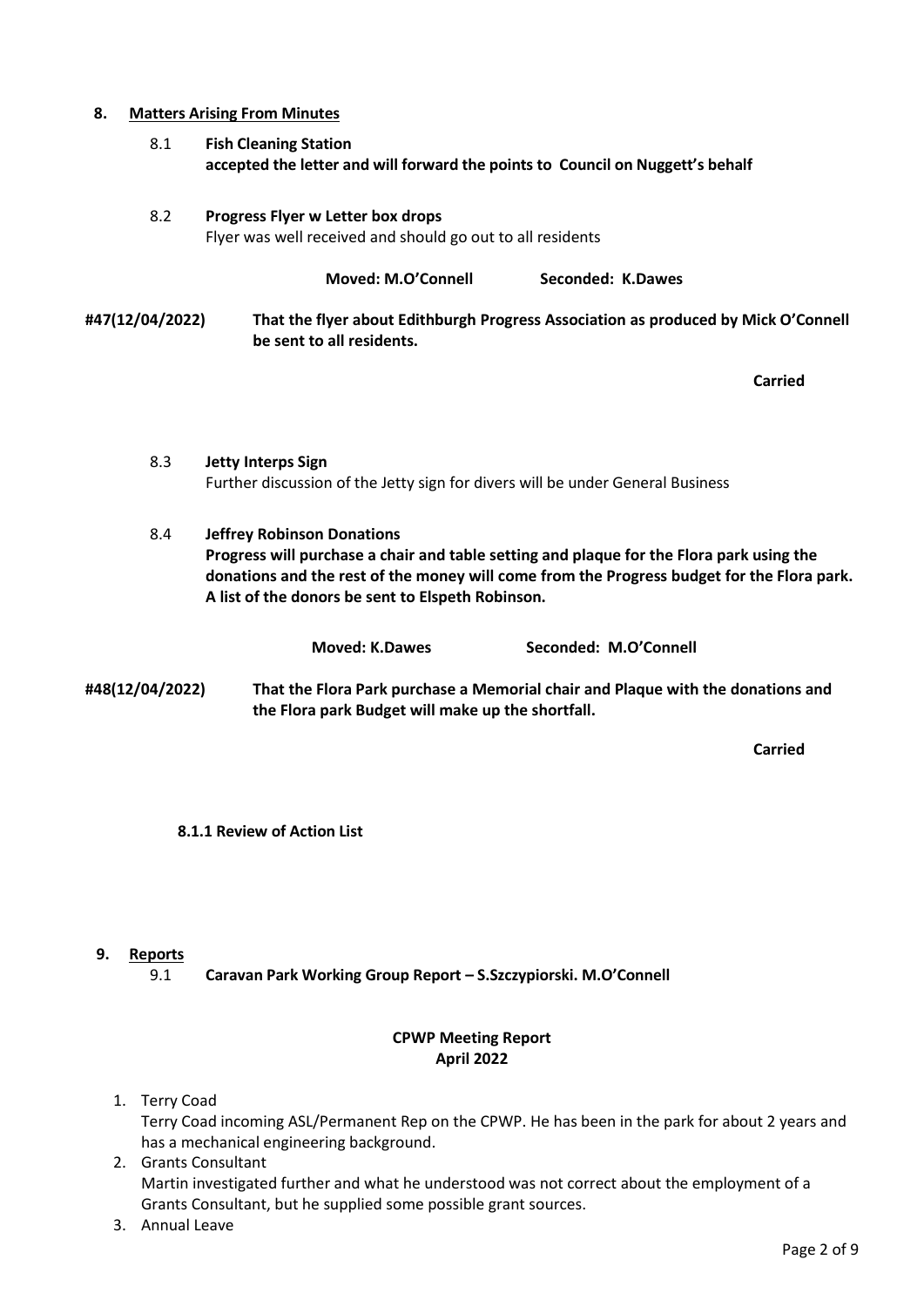## 8. Matters Arising From Minutes

8.1 **Fish Cleaning Station**
**accepted the letter and will forward the points to Council on Nuggett's behalf**

8.2 **Progress Flyer w Letter box drops**
Flyer was well received and should go out to all residents

**Moved: M.O'Connell     Seconded: K.Dawes**

**#47(12/04/2022)** **That the flyer about Edithburgh Progress Association as produced by Mick O'Connell be sent to all residents.**

**Carried**

8.3 **Jetty Interps Sign**
Further discussion of the Jetty sign for divers will be under General Business

8.4 **Jeffrey Robinson Donations**
**Progress will purchase a chair and table setting and plaque for the Flora park using the donations and the rest of the money will come from the Progress budget for the Flora park. A list of the donors be sent to Elspeth Robinson.**

**Moved: K.Dawes     Seconded: M.O'Connell**

**#48(12/04/2022)** **That the Flora Park purchase a Memorial chair and Plaque with the donations and the Flora park Budget will make up the shortfall.**

**Carried**

**8.1.1 Review of Action List**

## 9. Reports

9.1 **Caravan Park Working Group Report – S.Szczypiorski. M.O'Connell**

**CPWP Meeting Report**
**April 2022**

1. Terry Coad
   Terry Coad incoming ASL/Permanent Rep on the CPWP. He has been in the park for about 2 years and has a mechanical engineering background.
2. Grants Consultant
   Martin investigated further and what he understood was not correct about the employment of a Grants Consultant, but he supplied some possible grant sources.
3. Annual Leave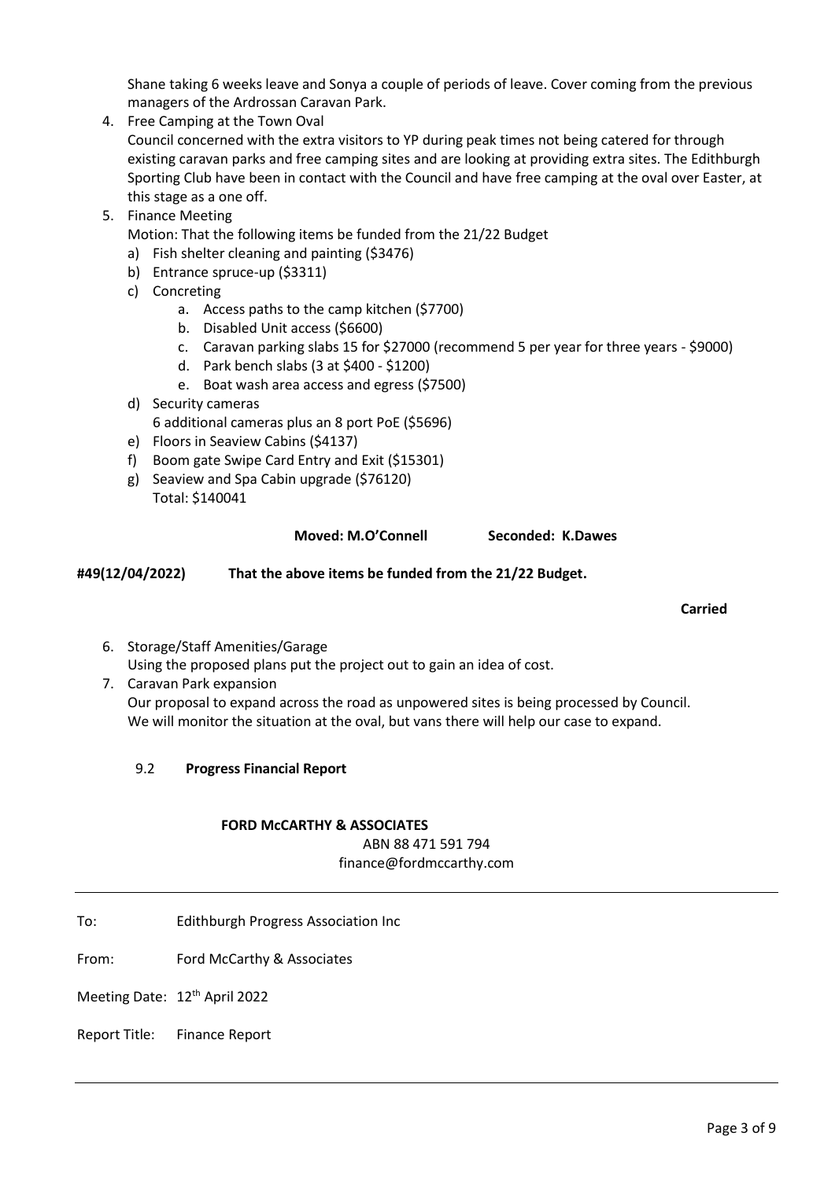Shane taking 6 weeks leave and Sonya a couple of periods of leave. Cover coming from the previous managers of the Ardrossan Caravan Park.

4. Free Camping at the Town Oval
   Council concerned with the extra visitors to YP during peak times not being catered for through existing caravan parks and free camping sites and are looking at providing extra sites. The Edithburgh Sporting Club have been in contact with the Council and have free camping at the oval over Easter, at this stage as a one off.
5. Finance Meeting
   Motion: That the following items be funded from the 21/22 Budget
   a) Fish shelter cleaning and painting ($3476)
   b) Entrance spruce-up ($3311)
   c) Concreting
      a. Access paths to the camp kitchen ($7700)
      b. Disabled Unit access ($6600)
      c. Caravan parking slabs 15 for $27000 (recommend 5 per year for three years - $9000)
      d. Park bench slabs (3 at $400 - $1200)
      e. Boat wash area access and egress ($7500)
   d) Security cameras
      6 additional cameras plus an 8 port PoE ($5696)
   e) Floors in Seaview Cabins ($4137)
   f) Boom gate Swipe Card Entry and Exit ($15301)
   g) Seaview and Spa Cabin upgrade ($76120)
      Total: $140041

**Moved: M.O'Connell** **Seconded: K.Dawes**

**#49(12/04/2022) That the above items be funded from the 21/22 Budget.**

**Carried**

6. Storage/Staff Amenities/Garage
   Using the proposed plans put the project out to gain an idea of cost.
7. Caravan Park expansion
   Our proposal to expand across the road as unpowered sites is being processed by Council.
   We will monitor the situation at the oval, but vans there will help our case to expand.

9.2 **Progress Financial Report**

**FORD McCARTHY & ASSOCIATES**
ABN 88 471 591 794
finance@fordmccarthy.com

---

To: Edithburgh Progress Association Inc

From: Ford McCarthy & Associates

Meeting Date: 12th April 2022

Report Title: Finance Report

---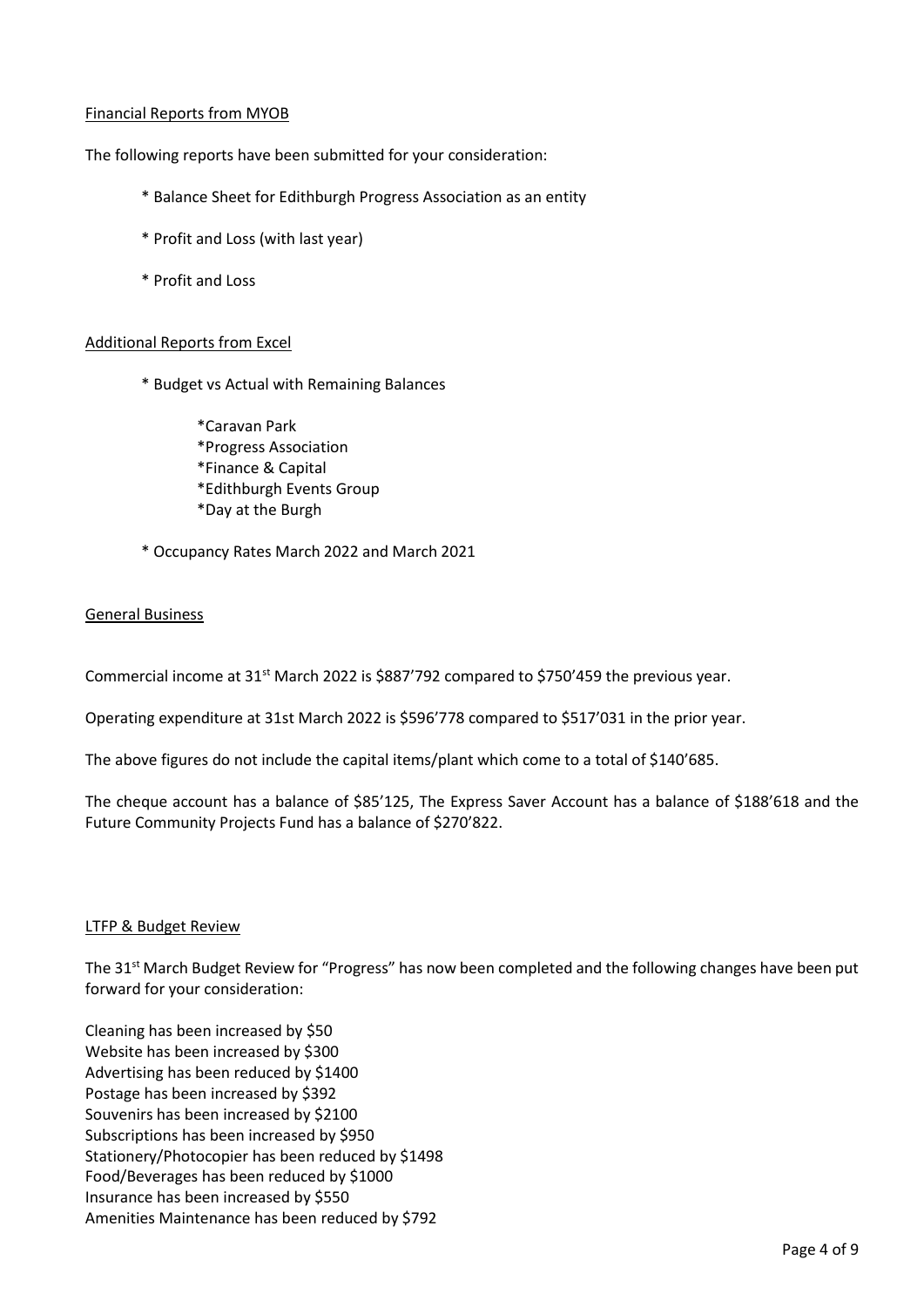## Financial Reports from MYOB

The following reports have been submitted for your consideration:

* Balance Sheet for Edithburgh Progress Association as an entity
* Profit and Loss (with last year)
* Profit and Loss

## Additional Reports from Excel

* Budget vs Actual with Remaining Balances
    * Caravan Park
    * Progress Association
    * Finance & Capital
    * Edithburgh Events Group
    * Day at the Burgh
* Occupancy Rates March 2022 and March 2021

## General Business

Commercial income at 31st March 2022 is $887'792 compared to $750'459 the previous year.

Operating expenditure at 31st March 2022 is $596'778 compared to $517'031 in the prior year.

The above figures do not include the capital items/plant which come to a total of $140'685.

The cheque account has a balance of $85'125, The Express Saver Account has a balance of $188'618 and the Future Community Projects Fund has a balance of $270'822.

## LTFP & Budget Review

The 31st March Budget Review for "Progress" has now been completed and the following changes have been put forward for your consideration:

Cleaning has been increased by $50
Website has been increased by $300
Advertising has been reduced by $1400
Postage has been increased by $392
Souvenirs has been increased by $2100
Subscriptions has been increased by $950
Stationery/Photocopier has been reduced by $1498
Food/Beverages has been reduced by $1000
Insurance has been increased by $550
Amenities Maintenance has been reduced by $792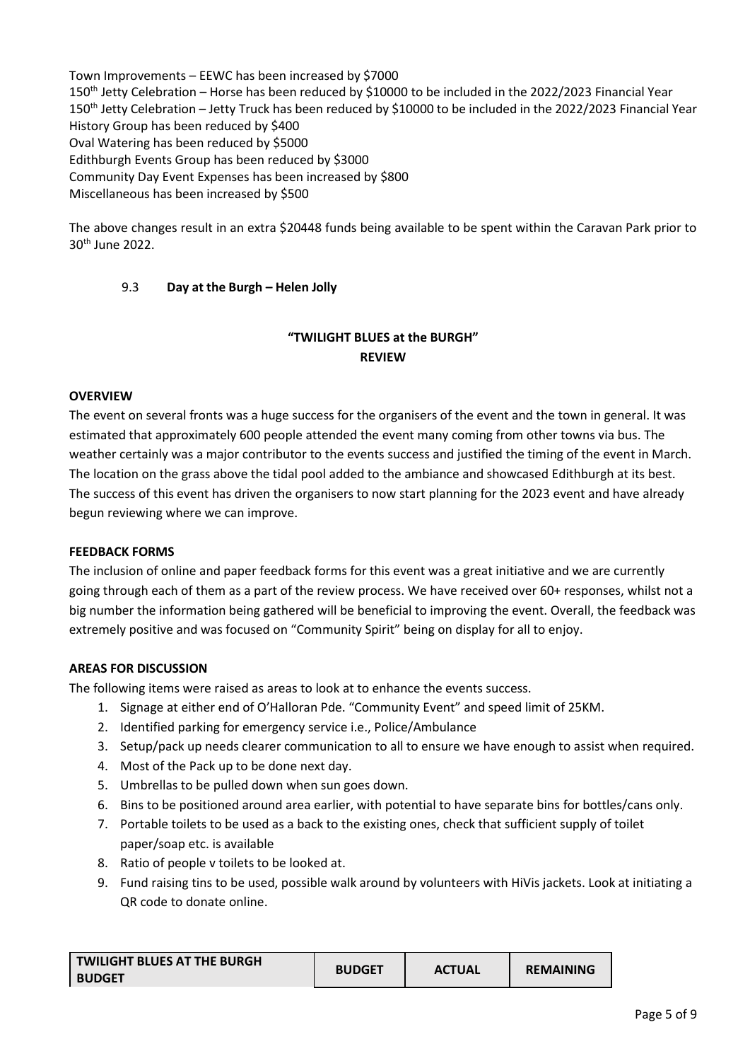Town Improvements – EEWC has been increased by $7000
150th Jetty Celebration – Horse has been reduced by $10000 to be included in the 2022/2023 Financial Year
150th Jetty Celebration – Jetty Truck has been reduced by $10000 to be included in the 2022/2023 Financial Year
History Group has been reduced by $400
Oval Watering has been reduced by $5000
Edithburgh Events Group has been reduced by $3000
Community Day Event Expenses has been increased by $800
Miscellaneous has been increased by $500

The above changes result in an extra $20448 funds being available to be spent within the Caravan Park prior to 30th June 2022.

9.3 **Day at the Burgh – Helen Jolly**

**"TWILIGHT BLUES at the BURGH"**
**REVIEW**

**OVERVIEW**

The event on several fronts was a huge success for the organisers of the event and the town in general. It was estimated that approximately 600 people attended the event many coming from other towns via bus. The weather certainly was a major contributor to the events success and justified the timing of the event in March. The location on the grass above the tidal pool added to the ambiance and showcased Edithburgh at its best. The success of this event has driven the organisers to now start planning for the 2023 event and have already begun reviewing where we can improve.

**FEEDBACK FORMS**

The inclusion of online and paper feedback forms for this event was a great initiative and we are currently going through each of them as a part of the review process. We have received over 60+ responses, whilst not a big number the information being gathered will be beneficial to improving the event. Overall, the feedback was extremely positive and was focused on "Community Spirit" being on display for all to enjoy.

**AREAS FOR DISCUSSION**

The following items were raised as areas to look at to enhance the events success.

1. Signage at either end of O'Halloran Pde. "Community Event" and speed limit of 25KM.
2. Identified parking for emergency service i.e., Police/Ambulance
3. Setup/pack up needs clearer communication to all to ensure we have enough to assist when required.
4. Most of the Pack up to be done next day.
5. Umbrellas to be pulled down when sun goes down.
6. Bins to be positioned around area earlier, with potential to have separate bins for bottles/cans only.
7. Portable toilets to be used as a back to the existing ones, check that sufficient supply of toilet paper/soap etc. is available
8. Ratio of people v toilets to be looked at.
9. Fund raising tins to be used, possible walk around by volunteers with HiVis jackets. Look at initiating a QR code to donate online.

| TWILIGHT BLUES AT THE BURGH BUDGET | BUDGET | ACTUAL | REMAINING |
|---|---|---|---|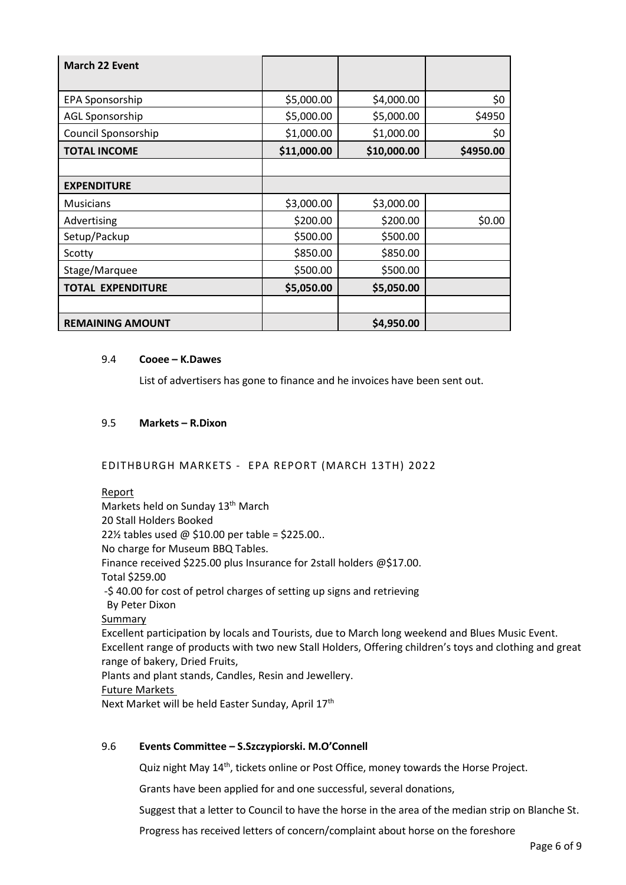| March 22 Event | | | |
|---|---|---|---|
| EPA Sponsorship | $5,000.00 | $4,000.00 | $0 |
| AGL Sponsorship | $5,000.00 | $5,000.00 | $4950 |
| Council Sponsorship | $1,000.00 | $1,000.00 | $0 |
| **TOTAL INCOME** | **$11,000.00** | **$10,000.00** | **$4950.00** |
| | | | |
| **EXPENDITURE** | | | |
| Musicians | $3,000.00 | $3,000.00 | |
| Advertising | $200.00 | $200.00 | $0.00 |
| Setup/Packup | $500.00 | $500.00 | |
| Scotty | $850.00 | $850.00 | |
| Stage/Marquee | $500.00 | $500.00 | |
| **TOTAL EXPENDITURE** | **$5,050.00** | **$5,050.00** | |
| | | | |
| **REMAINING AMOUNT** | | **$4,950.00** | |

9.4 **Cooee – K.Dawes**

List of advertisers has gone to finance and he invoices have been sent out.

9.5 **Markets – R.Dixon**

EDITHBURGH MARKETS - EPA REPORT (MARCH 13TH) 2022

Report

Markets held on Sunday 13th March
20 Stall Holders Booked
22½ tables used @ $10.00 per table = $225.00..
No charge for Museum BBQ Tables.
Finance received $225.00 plus Insurance for 2stall holders @$17.00.
Total $259.00
-$ 40.00 for cost of petrol charges of setting up signs and retrieving
By Peter Dixon

Summary

Excellent participation by locals and Tourists, due to March long weekend and Blues Music Event.
Excellent range of products with two new Stall Holders, Offering children's toys and clothing and great range of bakery, Dried Fruits,
Plants and plant stands, Candles, Resin and Jewellery.

Future Markets

Next Market will be held Easter Sunday, April 17th

9.6 **Events Committee – S.Szczypiorski. M.O'Connell**

Quiz night May 14th, tickets online or Post Office, money towards the Horse Project.

Grants have been applied for and one successful, several donations,

Suggest that a letter to Council to have the horse in the area of the median strip on Blanche St.

Progress has received letters of concern/complaint about horse on the foreshore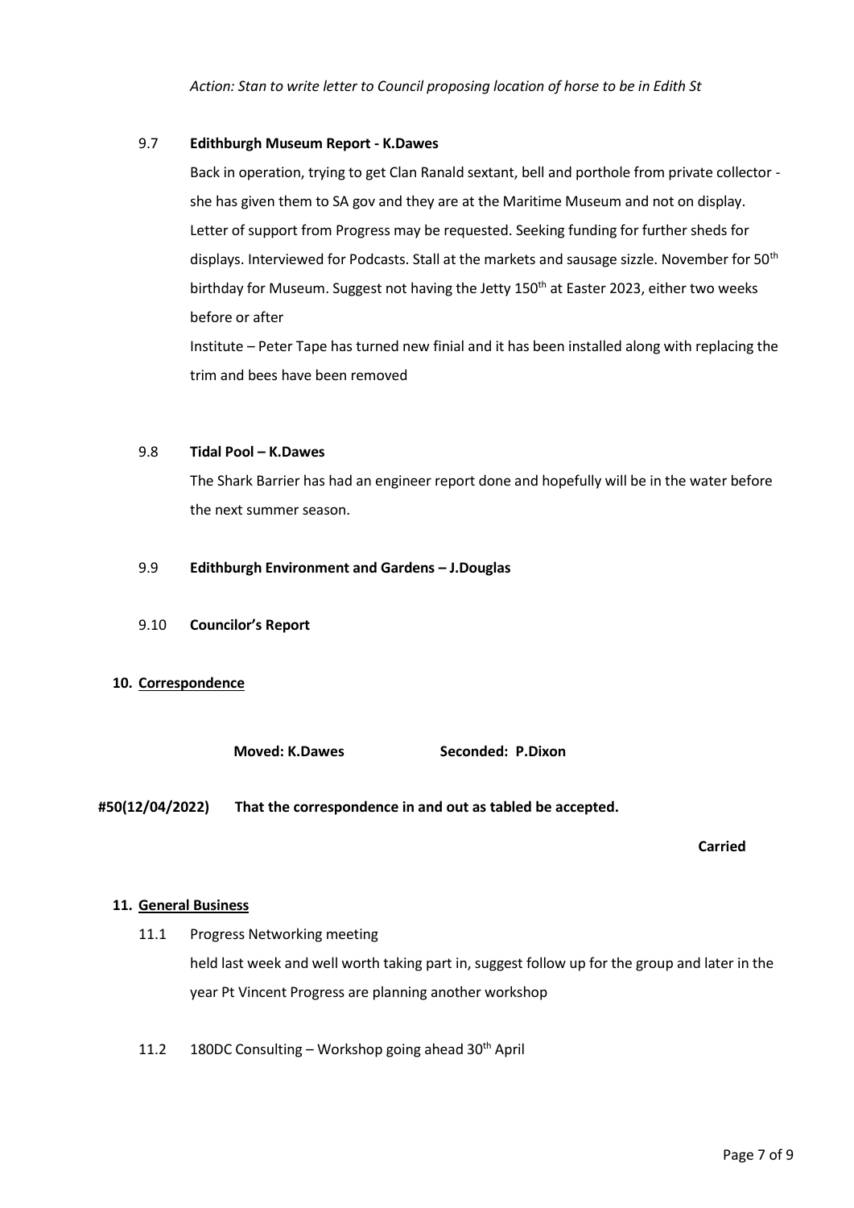*Action: Stan to write letter to Council proposing location of horse to be in Edith St*

9.7 **Edithburgh Museum Report - K.Dawes**

Back in operation, trying to get Clan Ranald sextant, bell and porthole from private collector - she has given them to SA gov and they are at the Maritime Museum and not on display. Letter of support from Progress may be requested. Seeking funding for further sheds for displays. Interviewed for Podcasts. Stall at the markets and sausage sizzle. November for 50th birthday for Museum. Suggest not having the Jetty 150th at Easter 2023, either two weeks before or after

Institute – Peter Tape has turned new finial and it has been installed along with replacing the trim and bees have been removed

9.8 **Tidal Pool – K.Dawes**

The Shark Barrier has had an engineer report done and hopefully will be in the water before the next summer season.

9.9 **Edithburgh Environment and Gardens – J.Douglas**

9.10 **Councilor's Report**

## 10. Correspondence

**Moved: K.Dawes** **Seconded: P.Dixon**

**#50(12/04/2022) That the correspondence in and out as tabled be accepted.**

**Carried**

## 11. General Business

11.1 Progress Networking meeting

held last week and well worth taking part in, suggest follow up for the group and later in the year Pt Vincent Progress are planning another workshop

11.2 180DC Consulting – Workshop going ahead 30th April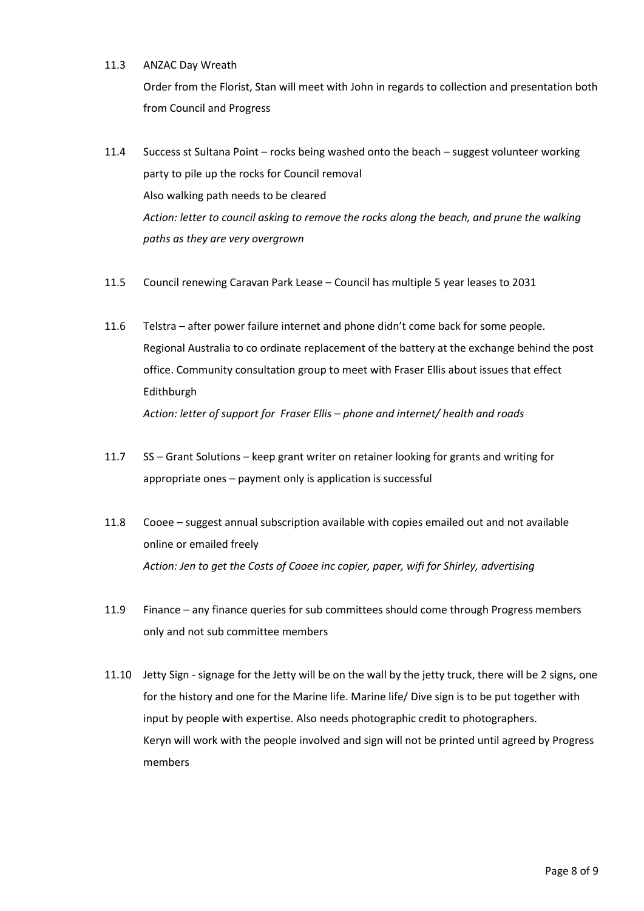11.3 ANZAC Day Wreath

Order from the Florist, Stan will meet with John in regards to collection and presentation both from Council and Progress

11.4 Success st Sultana Point – rocks being washed onto the beach – suggest volunteer working party to pile up the rocks for Council removal

Also walking path needs to be cleared

*Action: letter to council asking to remove the rocks along the beach, and prune the walking paths as they are very overgrown*

11.5 Council renewing Caravan Park Lease – Council has multiple 5 year leases to 2031

11.6 Telstra – after power failure internet and phone didn't come back for some people. Regional Australia to co ordinate replacement of the battery at the exchange behind the post office. Community consultation group to meet with Fraser Ellis about issues that effect Edithburgh

*Action: letter of support for Fraser Ellis – phone and internet/ health and roads*

11.7 SS – Grant Solutions – keep grant writer on retainer looking for grants and writing for appropriate ones – payment only is application is successful

11.8 Cooee – suggest annual subscription available with copies emailed out and not available online or emailed freely

*Action: Jen to get the Costs of Cooee inc copier, paper, wifi for Shirley, advertising*

11.9 Finance – any finance queries for sub committees should come through Progress members only and not sub committee members

11.10 Jetty Sign - signage for the Jetty will be on the wall by the jetty truck, there will be 2 signs, one for the history and one for the Marine life. Marine life/ Dive sign is to be put together with input by people with expertise. Also needs photographic credit to photographers.

Keryn will work with the people involved and sign will not be printed until agreed by Progress members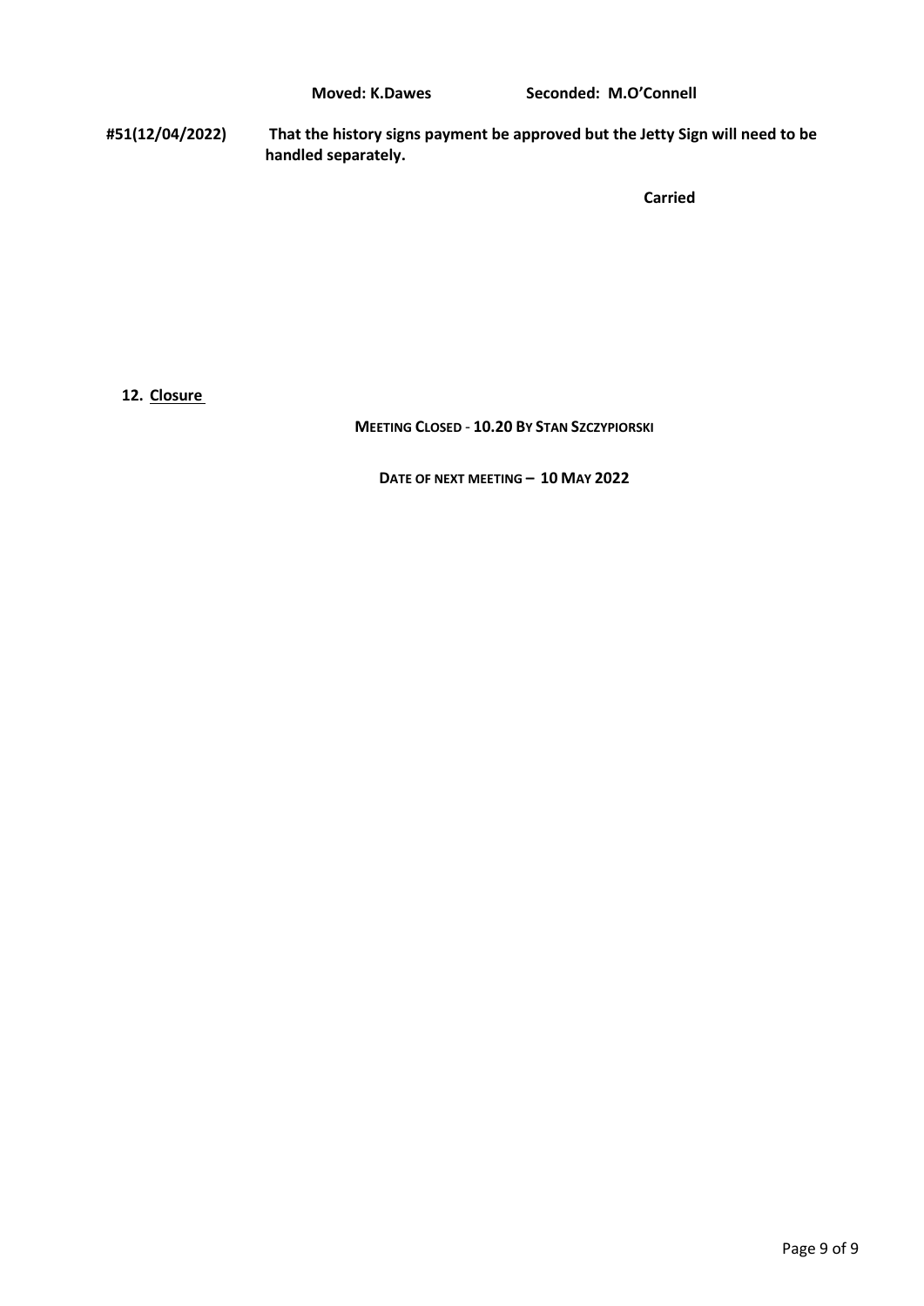**Moved: K.Dawes** **Seconded: M.O'Connell**

**#51(12/04/2022)** **That the history signs payment be approved but the Jetty Sign will need to be handled separately.**

**Carried**

**12. Closure**

**MEETING CLOSED - 10.20 BY STAN SZCZYPIORSKI**

**DATE OF NEXT MEETING – 10 MAY 2022**